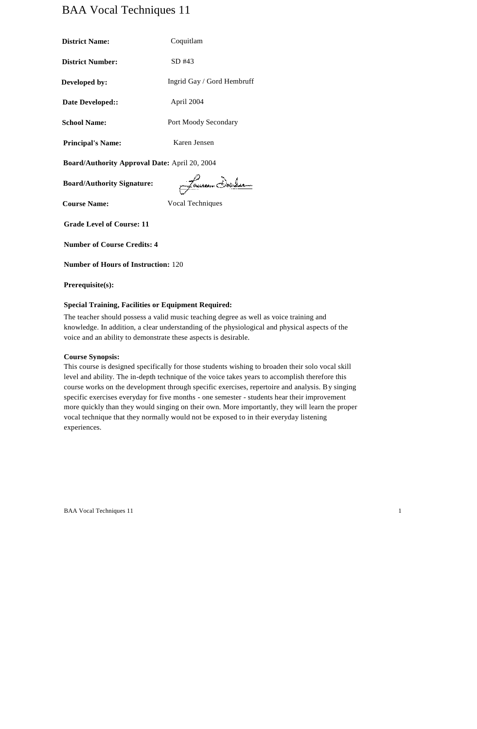# BAA Vocal Techniques 11

**District Name:** Coquitlam

**District Number:** SD #43

**Developed by:** Ingrid Gay / Gord Hembruff

**Date Developed::** April 2004

**School Name:** Port Moody Secondary

**Principal's Name:** Karen Jensen

**Board/Authority Approval Date:** April 20, 2004

**Board/Authority Signature:**

**Course Name:** Vocal Techniques

**Grade Level of Course: 11**

**Number of Course Credits: 4**

**Number of Hours of Instruction:** 120

**Prerequisite(s):**

**Special Training, Facilities or Equipment Required:**

The teacher should possess a valid music teaching degree as well as voice training and knowledge. In addition, a clear understanding of the physiological and physical aspects of the voice and an ability to demonstrate these aspects is desirable.

**Course Synopsis:**

This course is designed specifically for those students wishing to broaden their solo vocal skill level and ability. The in-depth technique of the voice takes years to accomplish therefore this course works on the development through specific exercises, repertoire and analysis. By singing specific exercises everyday for five months - one semester - students hear their improvement more quickly than they would singing on their own. More importantly, they will learn the proper vocal technique that they normally would not be exposed to in their everyday listening experiences.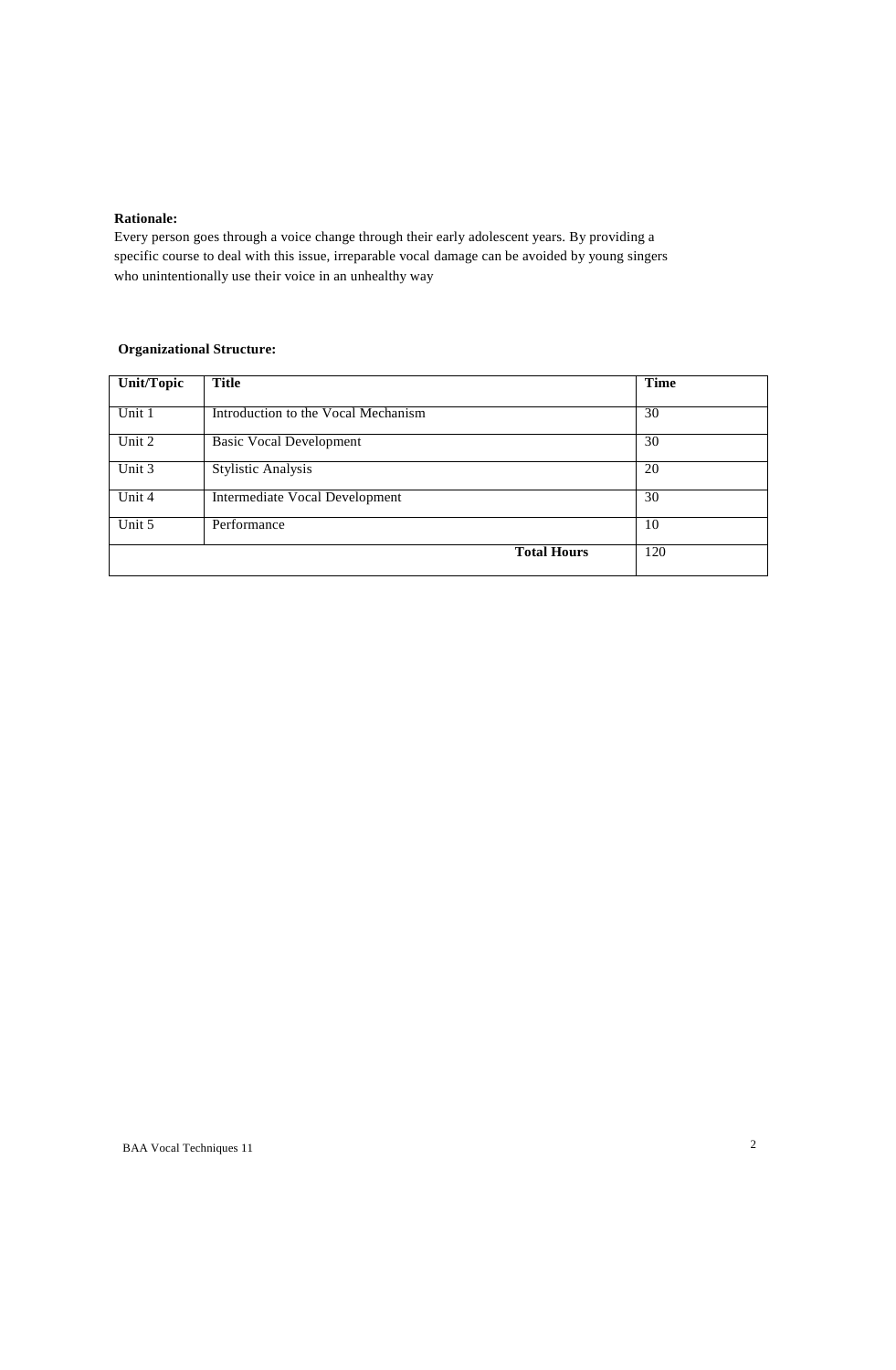**Rationale:**

Every person goes through a voice change through their early adolescent years. By providing a specific course to deal with this issue, irreparable vocal damage can be avoided by young singers who unintentionally use their voice in an unhealthy way

**Organizational Structure:**

| Unit/Topic | Title | Time |
|---|---|---|
| Unit 1 | Introduction to the Vocal Mechanism | 30 |
| Unit 2 | Basic Vocal Development | 30 |
| Unit 3 | Stylistic Analysis | 20 |
| Unit 4 | Intermediate Vocal Development | 30 |
| Unit 5 | Performance | 10 |
| | **Total Hours** | 120 |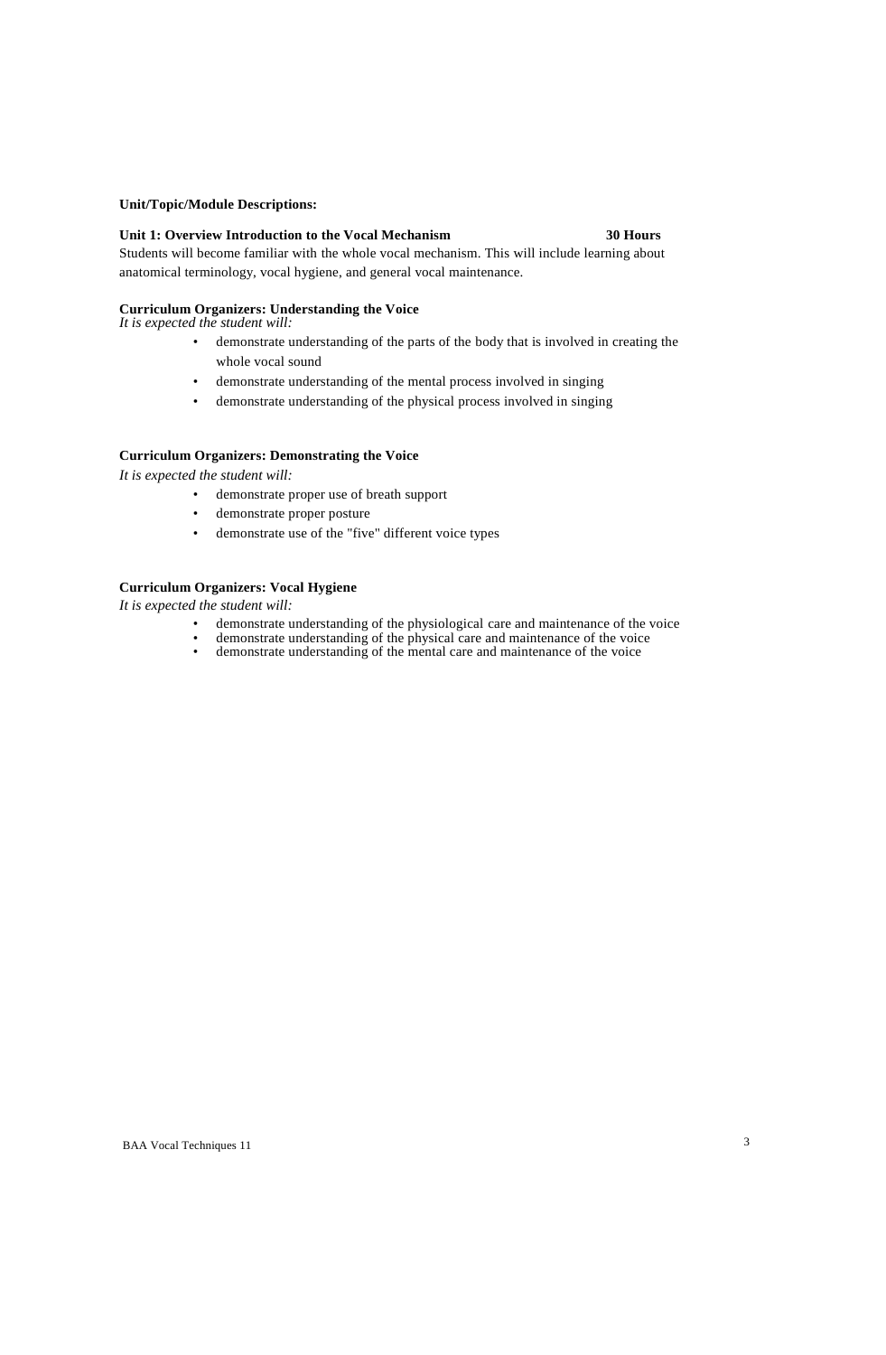**Unit/Topic/Module Descriptions:**

**Unit 1: Overview Introduction to the Vocal Mechanism 30 Hours**

Students will become familiar with the whole vocal mechanism. This will include learning about anatomical terminology, vocal hygiene, and general vocal maintenance.

**Curriculum Organizers: Understanding the Voice**

*It is expected the student will:*

- demonstrate understanding of the parts of the body that is involved in creating the whole vocal sound
- demonstrate understanding of the mental process involved in singing
- demonstrate understanding of the physical process involved in singing

**Curriculum Organizers: Demonstrating the Voice**

*It is expected the student will:*

- demonstrate proper use of breath support
- demonstrate proper posture
- demonstrate use of the "five" different voice types

**Curriculum Organizers: Vocal Hygiene**

*It is expected the student will:*

- demonstrate understanding of the physiological care and maintenance of the voice
- demonstrate understanding of the physical care and maintenance of the voice
- demonstrate understanding of the mental care and maintenance of the voice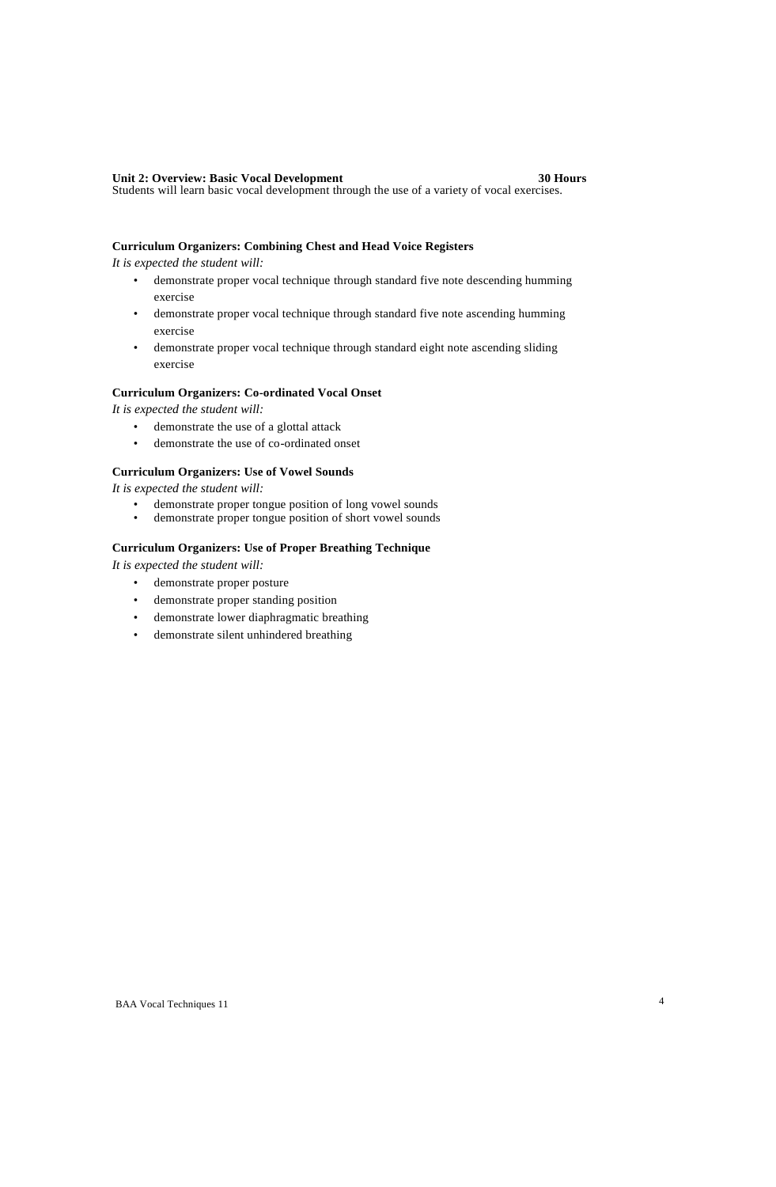**Unit 2: Overview: Basic Vocal Development** **30 Hours**

Students will learn basic vocal development through the use of a variety of vocal exercises.

**Curriculum Organizers: Combining Chest and Head Voice Registers**

*It is expected the student will:*

- demonstrate proper vocal technique through standard five note descending humming exercise
- demonstrate proper vocal technique through standard five note ascending humming exercise
- demonstrate proper vocal technique through standard eight note ascending sliding exercise

**Curriculum Organizers: Co-ordinated Vocal Onset**

*It is expected the student will:*

- demonstrate the use of a glottal attack
- demonstrate the use of co-ordinated onset

**Curriculum Organizers: Use of Vowel Sounds**

*It is expected the student will:*

- demonstrate proper tongue position of long vowel sounds
- demonstrate proper tongue position of short vowel sounds

**Curriculum Organizers: Use of Proper Breathing Technique**

*It is expected the student will:*

- demonstrate proper posture
- demonstrate proper standing position
- demonstrate lower diaphragmatic breathing
- demonstrate silent unhindered breathing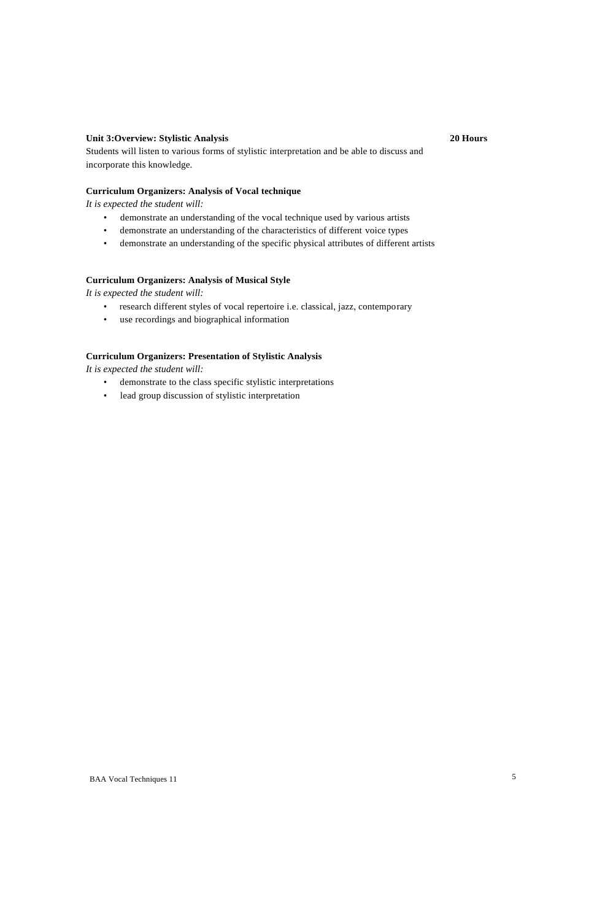**Unit 3:Overview: Stylistic Analysis** **20 Hours**

Students will listen to various forms of stylistic interpretation and be able to discuss and incorporate this knowledge.

**Curriculum Organizers: Analysis of Vocal technique**

*It is expected the student will:*

- demonstrate an understanding of the vocal technique used by various artists
- demonstrate an understanding of the characteristics of different voice types
- demonstrate an understanding of the specific physical attributes of different artists

**Curriculum Organizers: Analysis of Musical Style**

*It is expected the student will:*

- research different styles of vocal repertoire i.e. classical, jazz, contemporary
- use recordings and biographical information

**Curriculum Organizers: Presentation of Stylistic Analysis**

*It is expected the student will:*

- demonstrate to the class specific stylistic interpretations
- lead group discussion of stylistic interpretation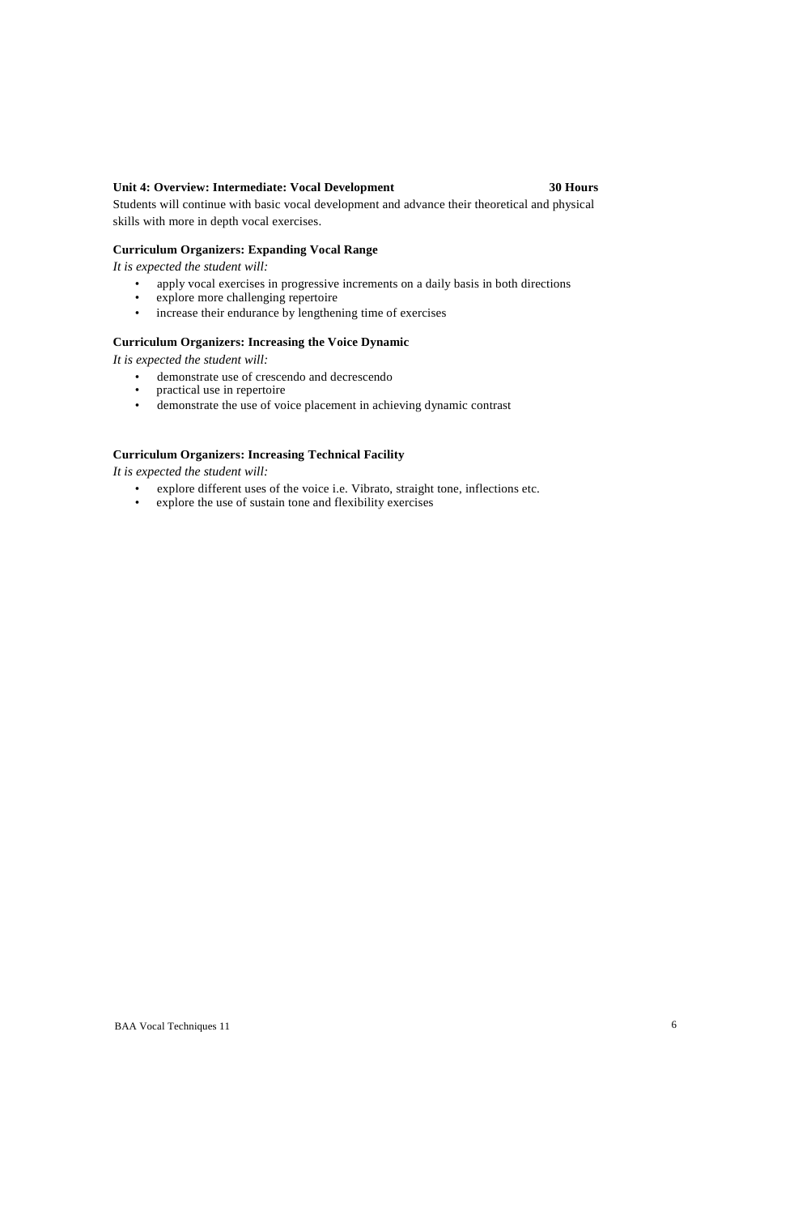**Unit 4: Overview: Intermediate: Vocal Development 30 Hours**

Students will continue with basic vocal development and advance their theoretical and physical skills with more in depth vocal exercises.

**Curriculum Organizers: Expanding Vocal Range**

*It is expected the student will:*

- apply vocal exercises in progressive increments on a daily basis in both directions
- explore more challenging repertoire
- increase their endurance by lengthening time of exercises

**Curriculum Organizers: Increasing the Voice Dynamic**

*It is expected the student will:*

- demonstrate use of crescendo and decrescendo
- practical use in repertoire
- demonstrate the use of voice placement in achieving dynamic contrast

**Curriculum Organizers: Increasing Technical Facility**

*It is expected the student will:*

- explore different uses of the voice i.e. Vibrato, straight tone, inflections etc.
- explore the use of sustain tone and flexibility exercises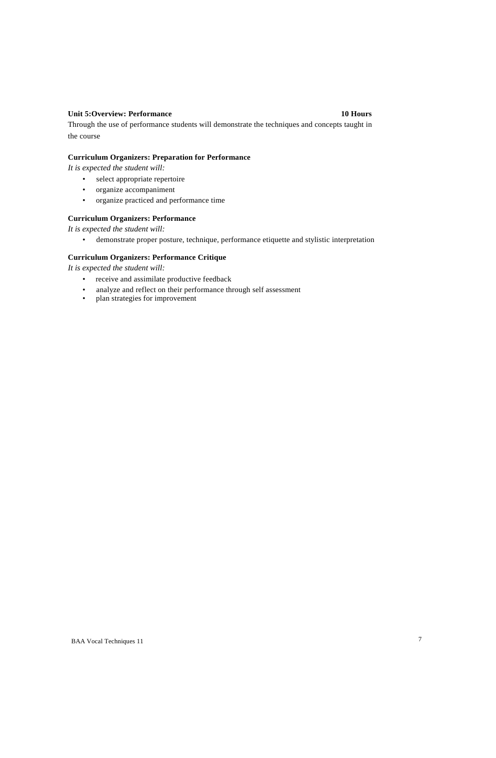**Unit 5:Overview: Performance** **10 Hours**

Through the use of performance students will demonstrate the techniques and concepts taught in the course

**Curriculum Organizers: Preparation for Performance**

*It is expected the student will:*

- select appropriate repertoire
- organize accompaniment
- organize practiced and performance time

**Curriculum Organizers: Performance**

*It is expected the student will:*

- demonstrate proper posture, technique, performance etiquette and stylistic interpretation

**Curriculum Organizers: Performance Critique**

*It is expected the student will:*

- receive and assimilate productive feedback
- analyze and reflect on their performance through self assessment
- plan strategies for improvement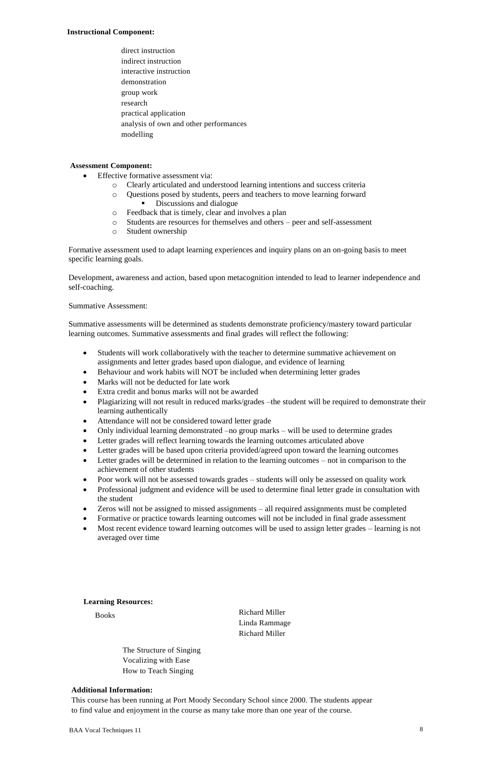**Instructional Component:**

direct instruction
indirect instruction
interactive instruction
demonstration
group work
research
practical application
analysis of own and other performances
modelling

**Assessment Component:**

- Effective formative assessment via:
  - Clearly articulated and understood learning intentions and success criteria
  - Questions posed by students, peers and teachers to move learning forward
    - Discussions and dialogue
  - Feedback that is timely, clear and involves a plan
  - Students are resources for themselves and others – peer and self-assessment
  - Student ownership

Formative assessment used to adapt learning experiences and inquiry plans on an on-going basis to meet specific learning goals.

Development, awareness and action, based upon metacognition intended to lead to learner independence and self-coaching.

Summative Assessment:

Summative assessments will be determined as students demonstrate proficiency/mastery toward particular learning outcomes. Summative assessments and final grades will reflect the following:

- Students will work collaboratively with the teacher to determine summative achievement on assignments and letter grades based upon dialogue, and evidence of learning
- Behaviour and work habits will NOT be included when determining letter grades
- Marks will not be deducted for late work
- Extra credit and bonus marks will not be awarded
- Plagiarizing will not result in reduced marks/grades –the student will be required to demonstrate their learning authentically
- Attendance will not be considered toward letter grade
- Only individual learning demonstrated –no group marks – will be used to determine grades
- Letter grades will reflect learning towards the learning outcomes articulated above
- Letter grades will be based upon criteria provided/agreed upon toward the learning outcomes
- Letter grades will be determined in relation to the learning outcomes – not in comparison to the achievement of other students
- Poor work will not be assessed towards grades – students will only be assessed on quality work
- Professional judgment and evidence will be used to determine final letter grade in consultation with the student
- Zeros will not be assigned to missed assignments – all required assignments must be completed
- Formative or practice towards learning outcomes will not be included in final grade assessment
- Most recent evidence toward learning outcomes will be used to assign letter grades – learning is not averaged over time

**Learning Resources:**

Books

Richard Miller
Linda Rammage
Richard Miller

The Structure of Singing
Vocalizing with Ease
How to Teach Singing

**Additional Information:**

This course has been running at Port Moody Secondary School since 2000. The students appear to find value and enjoyment in the course as many take more than one year of the course.